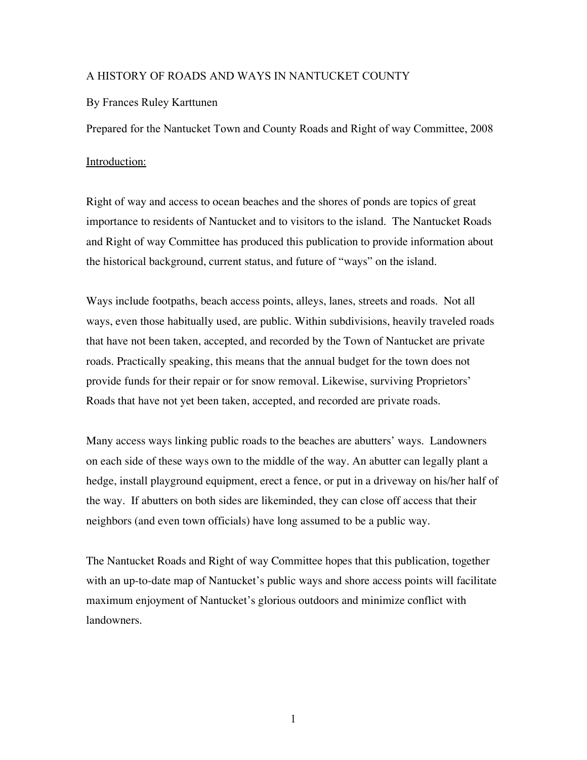# A HISTORY OF ROADS AND WAYS IN NANTUCKET COUNTY

By Frances Ruley Karttunen

Prepared for the Nantucket Town and County Roads and Right of way Committee, 2008

## Introduction:

Right of way and access to ocean beaches and the shores of ponds are topics of great importance to residents of Nantucket and to visitors to the island. The Nantucket Roads and Right of way Committee has produced this publication to provide information about the historical background, current status, and future of "ways" on the island.

Ways include footpaths, beach access points, alleys, lanes, streets and roads. Not all ways, even those habitually used, are public. Within subdivisions, heavily traveled roads that have not been taken, accepted, and recorded by the Town of Nantucket are private roads. Practically speaking, this means that the annual budget for the town does not provide funds for their repair or for snow removal. Likewise, surviving Proprietors' Roads that have not yet been taken, accepted, and recorded are private roads.

Many access ways linking public roads to the beaches are abutters' ways. Landowners on each side of these ways own to the middle of the way. An abutter can legally plant a hedge, install playground equipment, erect a fence, or put in a driveway on his/her half of the way. If abutters on both sides are likeminded, they can close off access that their neighbors (and even town officials) have long assumed to be a public way.

The Nantucket Roads and Right of way Committee hopes that this publication, together with an up-to-date map of Nantucket's public ways and shore access points will facilitate maximum enjoyment of Nantucket's glorious outdoors and minimize conflict with landowners.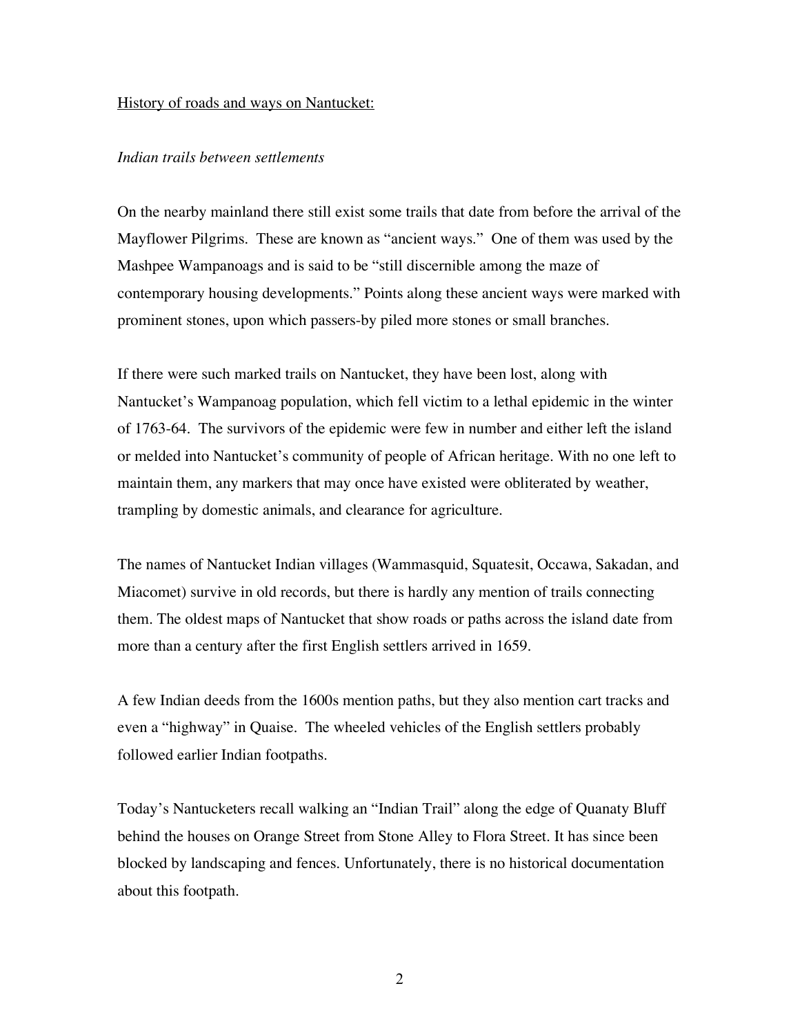<u>History of roads and ways on Nantucket:</u>

*Indian trails between settlements*

On the nearby mainland there still exist some trails that date from before the arrival of the Mayflower Pilgrims. These are known as "ancient ways." One of them was used by the Mashpee Wampanoags and is said to be "still discernible among the maze of contemporary housing developments." Points along these ancient ways were marked with prominent stones, upon which passers-by piled more stones or small branches.

If there were such marked trails on Nantucket, they have been lost, along with Nantucket's Wampanoag population, which fell victim to a lethal epidemic in the winter of 1763-64. The survivors of the epidemic were few in number and either left the island or melded into Nantucket's community of people of African heritage. With no one left to maintain them, any markers that may once have existed were obliterated by weather, trampling by domestic animals, and clearance for agriculture.

The names of Nantucket Indian villages (Wammasquid, Squatesit, Occawa, Sakadan, and Miacomet) survive in old records, but there is hardly any mention of trails connecting them. The oldest maps of Nantucket that show roads or paths across the island date from more than a century after the first English settlers arrived in 1659.

A few Indian deeds from the 1600s mention paths, but they also mention cart tracks and even a "highway" in Quaise. The wheeled vehicles of the English settlers probably followed earlier Indian footpaths.

Today's Nantucketers recall walking an "Indian Trail" along the edge of Quanaty Bluff behind the houses on Orange Street from Stone Alley to Flora Street. It has since been blocked by landscaping and fences. Unfortunately, there is no historical documentation about this footpath.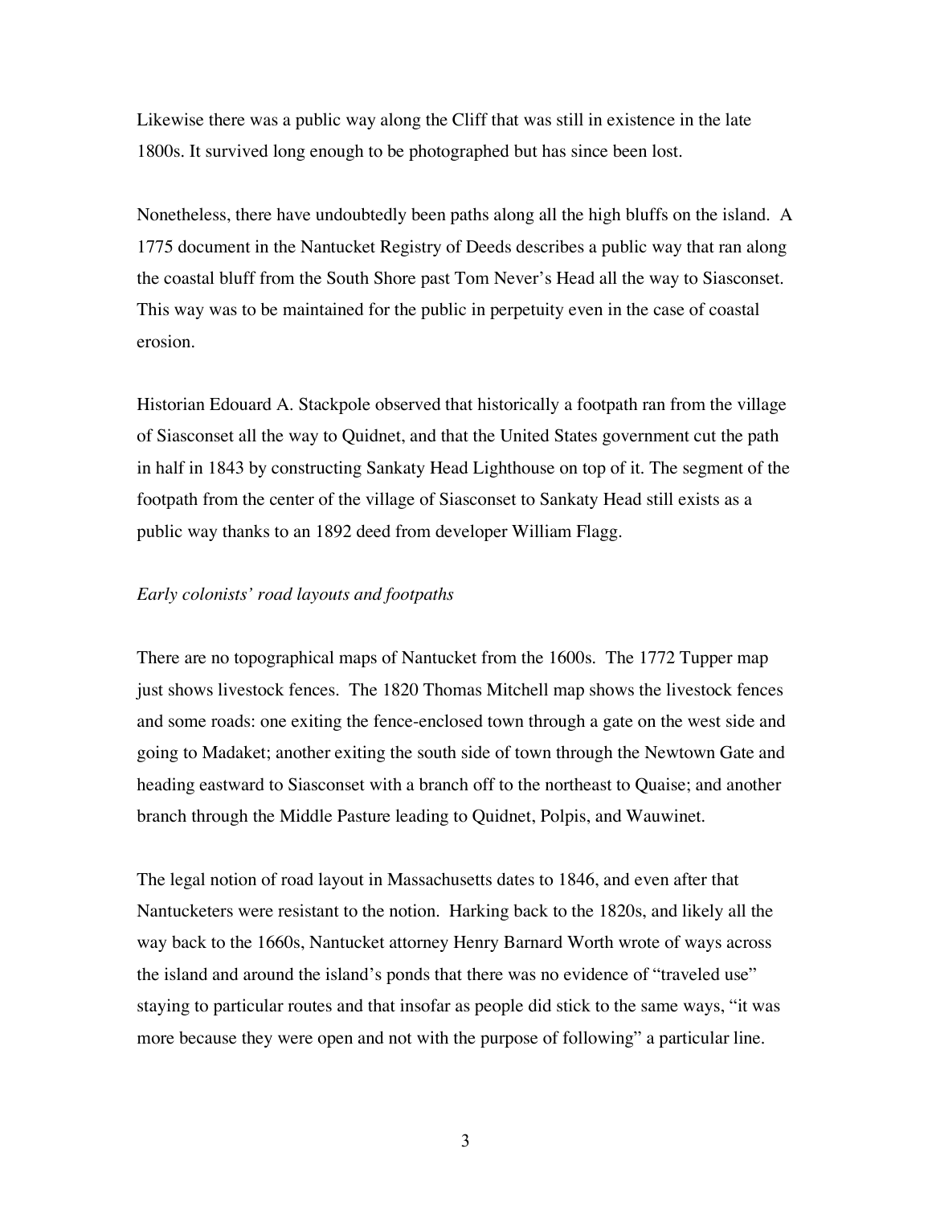Likewise there was a public way along the Cliff that was still in existence in the late 1800s. It survived long enough to be photographed but has since been lost.

Nonetheless, there have undoubtedly been paths along all the high bluffs on the island. A 1775 document in the Nantucket Registry of Deeds describes a public way that ran along the coastal bluff from the South Shore past Tom Never's Head all the way to Siasconset. This way was to be maintained for the public in perpetuity even in the case of coastal erosion.

Historian Edouard A. Stackpole observed that historically a footpath ran from the village of Siasconset all the way to Quidnet, and that the United States government cut the path in half in 1843 by constructing Sankaty Head Lighthouse on top of it. The segment of the footpath from the center of the village of Siasconset to Sankaty Head still exists as a public way thanks to an 1892 deed from developer William Flagg.

*Early colonists' road layouts and footpaths*

There are no topographical maps of Nantucket from the 1600s. The 1772 Tupper map just shows livestock fences. The 1820 Thomas Mitchell map shows the livestock fences and some roads: one exiting the fence-enclosed town through a gate on the west side and going to Madaket; another exiting the south side of town through the Newtown Gate and heading eastward to Siasconset with a branch off to the northeast to Quaise; and another branch through the Middle Pasture leading to Quidnet, Polpis, and Wauwinet.

The legal notion of road layout in Massachusetts dates to 1846, and even after that Nantucketers were resistant to the notion. Harking back to the 1820s, and likely all the way back to the 1660s, Nantucket attorney Henry Barnard Worth wrote of ways across the island and around the island's ponds that there was no evidence of "traveled use" staying to particular routes and that insofar as people did stick to the same ways, "it was more because they were open and not with the purpose of following" a particular line.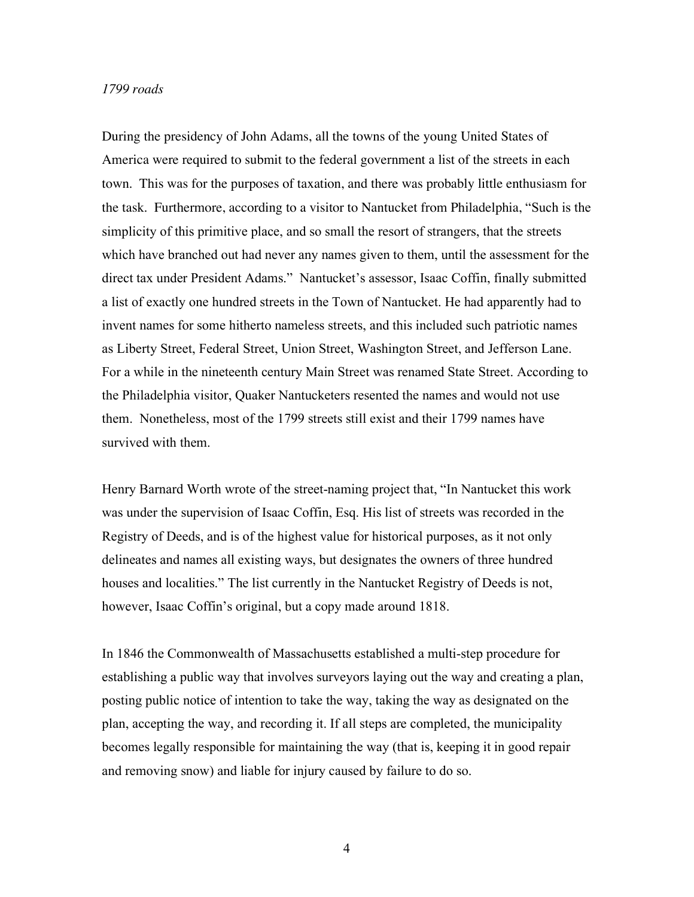*1799 roads*

During the presidency of John Adams, all the towns of the young United States of America were required to submit to the federal government a list of the streets in each town. This was for the purposes of taxation, and there was probably little enthusiasm for the task. Furthermore, according to a visitor to Nantucket from Philadelphia, "Such is the simplicity of this primitive place, and so small the resort of strangers, that the streets which have branched out had never any names given to them, until the assessment for the direct tax under President Adams." Nantucket's assessor, Isaac Coffin, finally submitted a list of exactly one hundred streets in the Town of Nantucket. He had apparently had to invent names for some hitherto nameless streets, and this included such patriotic names as Liberty Street, Federal Street, Union Street, Washington Street, and Jefferson Lane. For a while in the nineteenth century Main Street was renamed State Street. According to the Philadelphia visitor, Quaker Nantucketers resented the names and would not use them. Nonetheless, most of the 1799 streets still exist and their 1799 names have survived with them.

Henry Barnard Worth wrote of the street-naming project that, "In Nantucket this work was under the supervision of Isaac Coffin, Esq. His list of streets was recorded in the Registry of Deeds, and is of the highest value for historical purposes, as it not only delineates and names all existing ways, but designates the owners of three hundred houses and localities." The list currently in the Nantucket Registry of Deeds is not, however, Isaac Coffin's original, but a copy made around 1818.

In 1846 the Commonwealth of Massachusetts established a multi-step procedure for establishing a public way that involves surveyors laying out the way and creating a plan, posting public notice of intention to take the way, taking the way as designated on the plan, accepting the way, and recording it. If all steps are completed, the municipality becomes legally responsible for maintaining the way (that is, keeping it in good repair and removing snow) and liable for injury caused by failure to do so.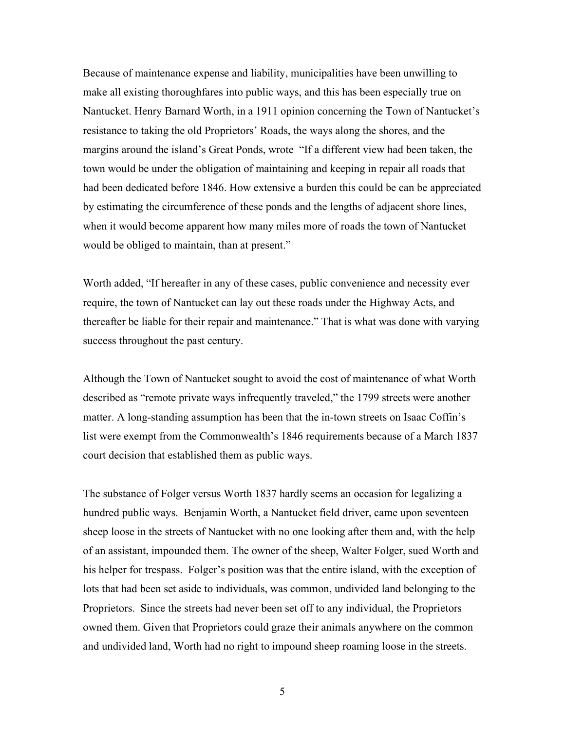Because of maintenance expense and liability, municipalities have been unwilling to make all existing thoroughfares into public ways, and this has been especially true on Nantucket. Henry Barnard Worth, in a 1911 opinion concerning the Town of Nantucket's resistance to taking the old Proprietors' Roads, the ways along the shores, and the margins around the island's Great Ponds, wrote "If a different view had been taken, the town would be under the obligation of maintaining and keeping in repair all roads that had been dedicated before 1846. How extensive a burden this could be can be appreciated by estimating the circumference of these ponds and the lengths of adjacent shore lines, when it would become apparent how many miles more of roads the town of Nantucket would be obliged to maintain, than at present."

Worth added, "If hereafter in any of these cases, public convenience and necessity ever require, the town of Nantucket can lay out these roads under the Highway Acts, and thereafter be liable for their repair and maintenance." That is what was done with varying success throughout the past century.

Although the Town of Nantucket sought to avoid the cost of maintenance of what Worth described as "remote private ways infrequently traveled," the 1799 streets were another matter. A long-standing assumption has been that the in-town streets on Isaac Coffin's list were exempt from the Commonwealth's 1846 requirements because of a March 1837 court decision that established them as public ways.

The substance of Folger versus Worth 1837 hardly seems an occasion for legalizing a hundred public ways. Benjamin Worth, a Nantucket field driver, came upon seventeen sheep loose in the streets of Nantucket with no one looking after them and, with the help of an assistant, impounded them. The owner of the sheep, Walter Folger, sued Worth and his helper for trespass. Folger's position was that the entire island, with the exception of lots that had been set aside to individuals, was common, undivided land belonging to the Proprietors. Since the streets had never been set off to any individual, the Proprietors owned them. Given that Proprietors could graze their animals anywhere on the common and undivided land, Worth had no right to impound sheep roaming loose in the streets.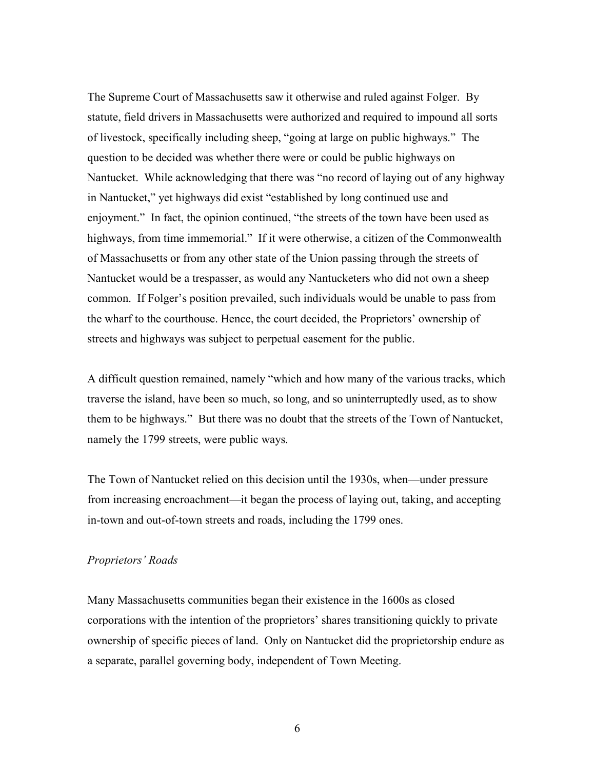The Supreme Court of Massachusetts saw it otherwise and ruled against Folger. By statute, field drivers in Massachusetts were authorized and required to impound all sorts of livestock, specifically including sheep, "going at large on public highways." The question to be decided was whether there were or could be public highways on Nantucket. While acknowledging that there was "no record of laying out of any highway in Nantucket," yet highways did exist "established by long continued use and enjoyment." In fact, the opinion continued, "the streets of the town have been used as highways, from time immemorial." If it were otherwise, a citizen of the Commonwealth of Massachusetts or from any other state of the Union passing through the streets of Nantucket would be a trespasser, as would any Nantucketers who did not own a sheep common. If Folger's position prevailed, such individuals would be unable to pass from the wharf to the courthouse. Hence, the court decided, the Proprietors' ownership of streets and highways was subject to perpetual easement for the public.

A difficult question remained, namely "which and how many of the various tracks, which traverse the island, have been so much, so long, and so uninterruptedly used, as to show them to be highways." But there was no doubt that the streets of the Town of Nantucket, namely the 1799 streets, were public ways.

The Town of Nantucket relied on this decision until the 1930s, when—under pressure from increasing encroachment—it began the process of laying out, taking, and accepting in-town and out-of-town streets and roads, including the 1799 ones.

*Proprietors' Roads*

Many Massachusetts communities began their existence in the 1600s as closed corporations with the intention of the proprietors' shares transitioning quickly to private ownership of specific pieces of land. Only on Nantucket did the proprietorship endure as a separate, parallel governing body, independent of Town Meeting.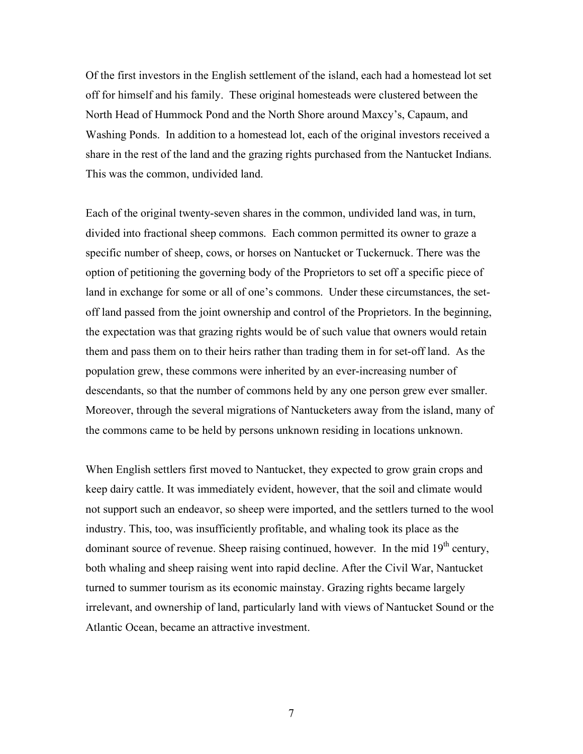Of the first investors in the English settlement of the island, each had a homestead lot set off for himself and his family. These original homesteads were clustered between the North Head of Hummock Pond and the North Shore around Maxcy's, Capaum, and Washing Ponds. In addition to a homestead lot, each of the original investors received a share in the rest of the land and the grazing rights purchased from the Nantucket Indians. This was the common, undivided land.

Each of the original twenty-seven shares in the common, undivided land was, in turn, divided into fractional sheep commons. Each common permitted its owner to graze a specific number of sheep, cows, or horses on Nantucket or Tuckernuck. There was the option of petitioning the governing body of the Proprietors to set off a specific piece of land in exchange for some or all of one's commons. Under these circumstances, the set-off land passed from the joint ownership and control of the Proprietors. In the beginning, the expectation was that grazing rights would be of such value that owners would retain them and pass them on to their heirs rather than trading them in for set-off land. As the population grew, these commons were inherited by an ever-increasing number of descendants, so that the number of commons held by any one person grew ever smaller. Moreover, through the several migrations of Nantucketers away from the island, many of the commons came to be held by persons unknown residing in locations unknown.

When English settlers first moved to Nantucket, they expected to grow grain crops and keep dairy cattle. It was immediately evident, however, that the soil and climate would not support such an endeavor, so sheep were imported, and the settlers turned to the wool industry. This, too, was insufficiently profitable, and whaling took its place as the dominant source of revenue. Sheep raising continued, however. In the mid 19th century, both whaling and sheep raising went into rapid decline. After the Civil War, Nantucket turned to summer tourism as its economic mainstay. Grazing rights became largely irrelevant, and ownership of land, particularly land with views of Nantucket Sound or the Atlantic Ocean, became an attractive investment.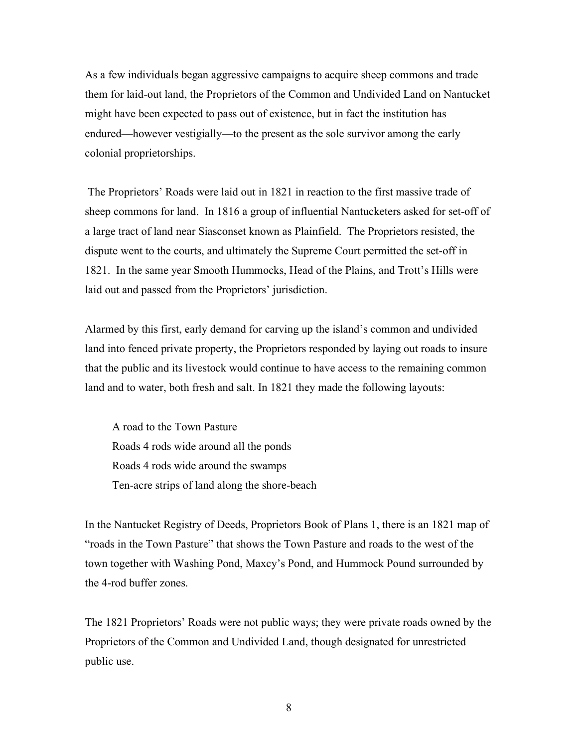As a few individuals began aggressive campaigns to acquire sheep commons and trade them for laid-out land, the Proprietors of the Common and Undivided Land on Nantucket might have been expected to pass out of existence, but in fact the institution has endured—however vestigially—to the present as the sole survivor among the early colonial proprietorships.

The Proprietors' Roads were laid out in 1821 in reaction to the first massive trade of sheep commons for land. In 1816 a group of influential Nantucketers asked for set-off of a large tract of land near Siasconset known as Plainfield. The Proprietors resisted, the dispute went to the courts, and ultimately the Supreme Court permitted the set-off in 1821. In the same year Smooth Hummocks, Head of the Plains, and Trott's Hills were laid out and passed from the Proprietors' jurisdiction.

Alarmed by this first, early demand for carving up the island's common and undivided land into fenced private property, the Proprietors responded by laying out roads to insure that the public and its livestock would continue to have access to the remaining common land and to water, both fresh and salt. In 1821 they made the following layouts:

A road to the Town Pasture
Roads 4 rods wide around all the ponds
Roads 4 rods wide around the swamps
Ten-acre strips of land along the shore-beach

In the Nantucket Registry of Deeds, Proprietors Book of Plans 1, there is an 1821 map of "roads in the Town Pasture" that shows the Town Pasture and roads to the west of the town together with Washing Pond, Maxcy's Pond, and Hummock Pound surrounded by the 4-rod buffer zones.

The 1821 Proprietors' Roads were not public ways; they were private roads owned by the Proprietors of the Common and Undivided Land, though designated for unrestricted public use.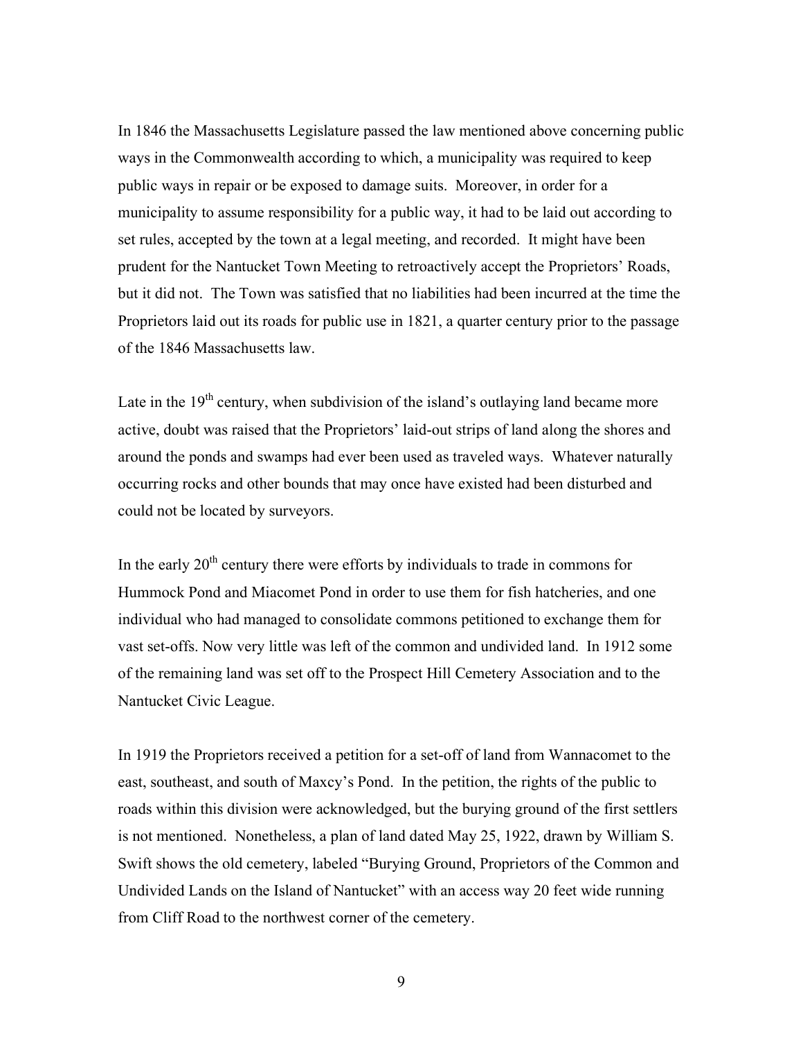In 1846 the Massachusetts Legislature passed the law mentioned above concerning public ways in the Commonwealth according to which, a municipality was required to keep public ways in repair or be exposed to damage suits. Moreover, in order for a municipality to assume responsibility for a public way, it had to be laid out according to set rules, accepted by the town at a legal meeting, and recorded. It might have been prudent for the Nantucket Town Meeting to retroactively accept the Proprietors' Roads, but it did not. The Town was satisfied that no liabilities had been incurred at the time the Proprietors laid out its roads for public use in 1821, a quarter century prior to the passage of the 1846 Massachusetts law.

Late in the 19th century, when subdivision of the island's outlaying land became more active, doubt was raised that the Proprietors' laid-out strips of land along the shores and around the ponds and swamps had ever been used as traveled ways. Whatever naturally occurring rocks and other bounds that may once have existed had been disturbed and could not be located by surveyors.

In the early 20th century there were efforts by individuals to trade in commons for Hummock Pond and Miacomet Pond in order to use them for fish hatcheries, and one individual who had managed to consolidate commons petitioned to exchange them for vast set-offs. Now very little was left of the common and undivided land. In 1912 some of the remaining land was set off to the Prospect Hill Cemetery Association and to the Nantucket Civic League.

In 1919 the Proprietors received a petition for a set-off of land from Wannacomet to the east, southeast, and south of Maxcy's Pond. In the petition, the rights of the public to roads within this division were acknowledged, but the burying ground of the first settlers is not mentioned. Nonetheless, a plan of land dated May 25, 1922, drawn by William S. Swift shows the old cemetery, labeled "Burying Ground, Proprietors of the Common and Undivided Lands on the Island of Nantucket" with an access way 20 feet wide running from Cliff Road to the northwest corner of the cemetery.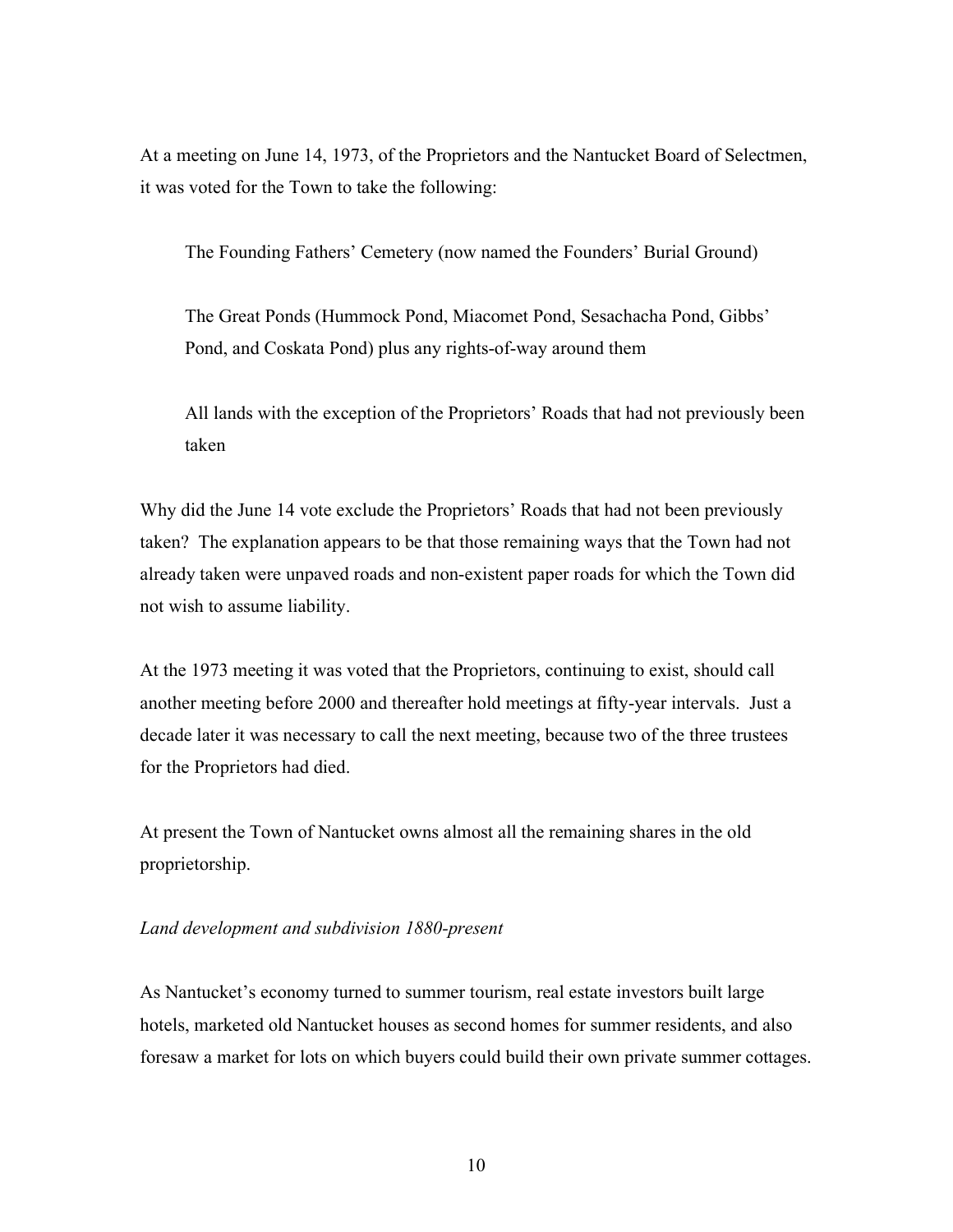At a meeting on June 14, 1973, of the Proprietors and the Nantucket Board of Selectmen, it was voted for the Town to take the following:

> The Founding Fathers' Cemetery (now named the Founders' Burial Ground)
>
> The Great Ponds (Hummock Pond, Miacomet Pond, Sesachacha Pond, Gibbs' Pond, and Coskata Pond) plus any rights-of-way around them
>
> All lands with the exception of the Proprietors' Roads that had not previously been taken

Why did the June 14 vote exclude the Proprietors' Roads that had not been previously taken? The explanation appears to be that those remaining ways that the Town had not already taken were unpaved roads and non-existent paper roads for which the Town did not wish to assume liability.

At the 1973 meeting it was voted that the Proprietors, continuing to exist, should call another meeting before 2000 and thereafter hold meetings at fifty-year intervals. Just a decade later it was necessary to call the next meeting, because two of the three trustees for the Proprietors had died.

At present the Town of Nantucket owns almost all the remaining shares in the old proprietorship.

*Land development and subdivision 1880-present*

As Nantucket's economy turned to summer tourism, real estate investors built large hotels, marketed old Nantucket houses as second homes for summer residents, and also foresaw a market for lots on which buyers could build their own private summer cottages.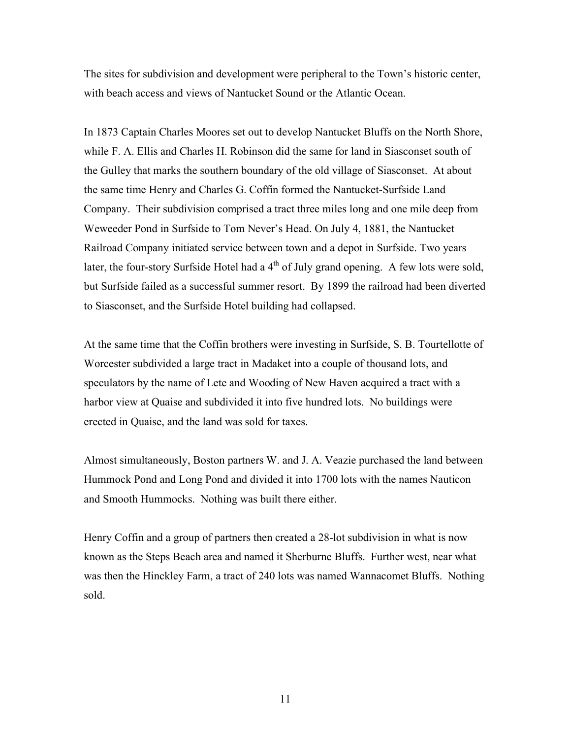The sites for subdivision and development were peripheral to the Town's historic center, with beach access and views of Nantucket Sound or the Atlantic Ocean.

In 1873 Captain Charles Moores set out to develop Nantucket Bluffs on the North Shore, while F. A. Ellis and Charles H. Robinson did the same for land in Siasconset south of the Gulley that marks the southern boundary of the old village of Siasconset. At about the same time Henry and Charles G. Coffin formed the Nantucket-Surfside Land Company. Their subdivision comprised a tract three miles long and one mile deep from Weweeder Pond in Surfside to Tom Never's Head. On July 4, 1881, the Nantucket Railroad Company initiated service between town and a depot in Surfside. Two years later, the four-story Surfside Hotel had a 4th of July grand opening. A few lots were sold, but Surfside failed as a successful summer resort. By 1899 the railroad had been diverted to Siasconset, and the Surfside Hotel building had collapsed.

At the same time that the Coffin brothers were investing in Surfside, S. B. Tourtellotte of Worcester subdivided a large tract in Madaket into a couple of thousand lots, and speculators by the name of Lete and Wooding of New Haven acquired a tract with a harbor view at Quaise and subdivided it into five hundred lots. No buildings were erected in Quaise, and the land was sold for taxes.

Almost simultaneously, Boston partners W. and J. A. Veazie purchased the land between Hummock Pond and Long Pond and divided it into 1700 lots with the names Nauticon and Smooth Hummocks. Nothing was built there either.

Henry Coffin and a group of partners then created a 28-lot subdivision in what is now known as the Steps Beach area and named it Sherburne Bluffs. Further west, near what was then the Hinckley Farm, a tract of 240 lots was named Wannacomet Bluffs. Nothing sold.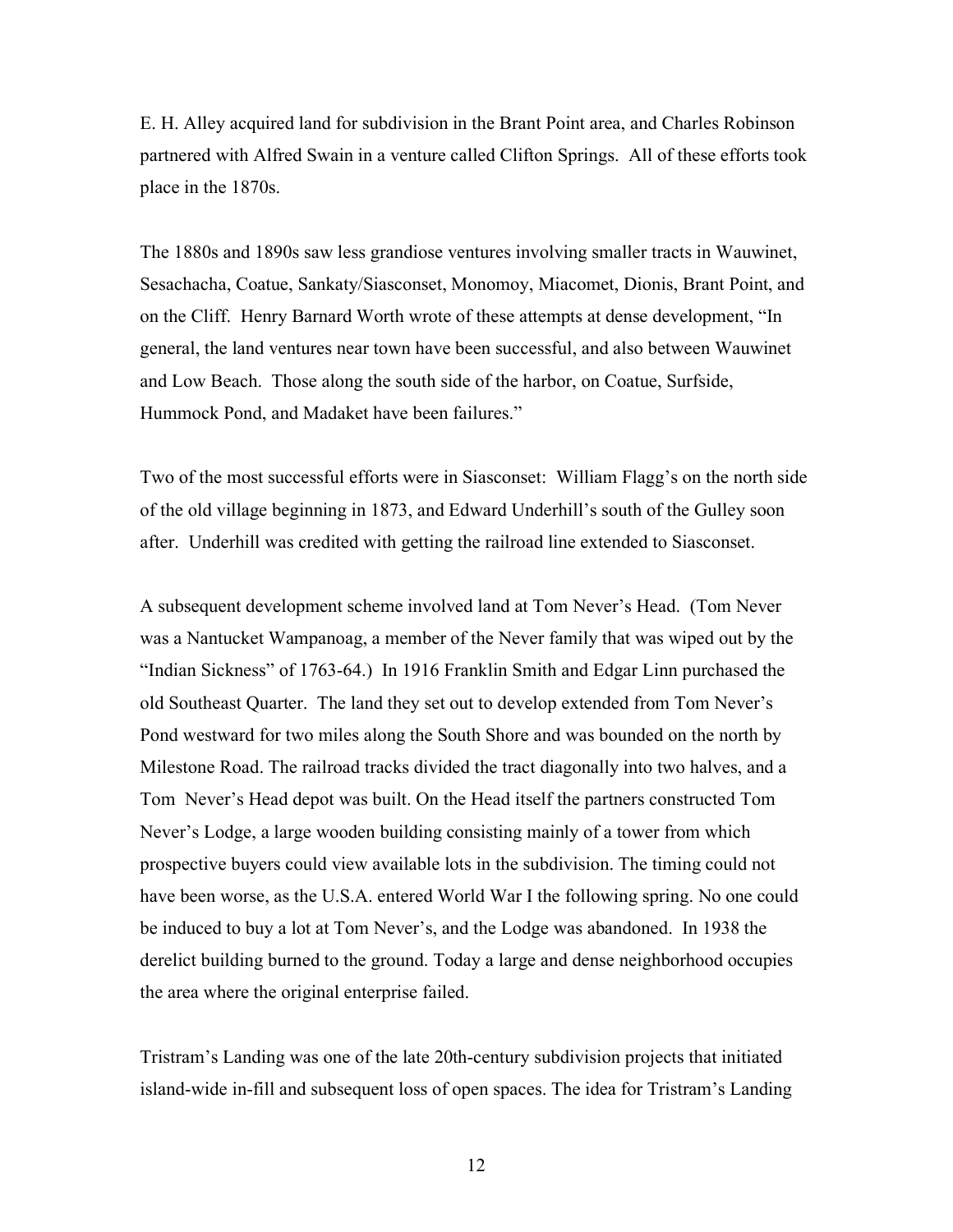E. H. Alley acquired land for subdivision in the Brant Point area, and Charles Robinson partnered with Alfred Swain in a venture called Clifton Springs. All of these efforts took place in the 1870s.

The 1880s and 1890s saw less grandiose ventures involving smaller tracts in Wauwinet, Sesachacha, Coatue, Sankaty/Siasconset, Monomoy, Miacomet, Dionis, Brant Point, and on the Cliff. Henry Barnard Worth wrote of these attempts at dense development, "In general, the land ventures near town have been successful, and also between Wauwinet and Low Beach. Those along the south side of the harbor, on Coatue, Surfside, Hummock Pond, and Madaket have been failures."

Two of the most successful efforts were in Siasconset: William Flagg's on the north side of the old village beginning in 1873, and Edward Underhill's south of the Gulley soon after. Underhill was credited with getting the railroad line extended to Siasconset.

A subsequent development scheme involved land at Tom Never's Head. (Tom Never was a Nantucket Wampanoag, a member of the Never family that was wiped out by the "Indian Sickness" of 1763-64.) In 1916 Franklin Smith and Edgar Linn purchased the old Southeast Quarter. The land they set out to develop extended from Tom Never's Pond westward for two miles along the South Shore and was bounded on the north by Milestone Road. The railroad tracks divided the tract diagonally into two halves, and a Tom Never's Head depot was built. On the Head itself the partners constructed Tom Never's Lodge, a large wooden building consisting mainly of a tower from which prospective buyers could view available lots in the subdivision. The timing could not have been worse, as the U.S.A. entered World War I the following spring. No one could be induced to buy a lot at Tom Never's, and the Lodge was abandoned. In 1938 the derelict building burned to the ground. Today a large and dense neighborhood occupies the area where the original enterprise failed.

Tristram's Landing was one of the late 20th-century subdivision projects that initiated island-wide in-fill and subsequent loss of open spaces. The idea for Tristram's Landing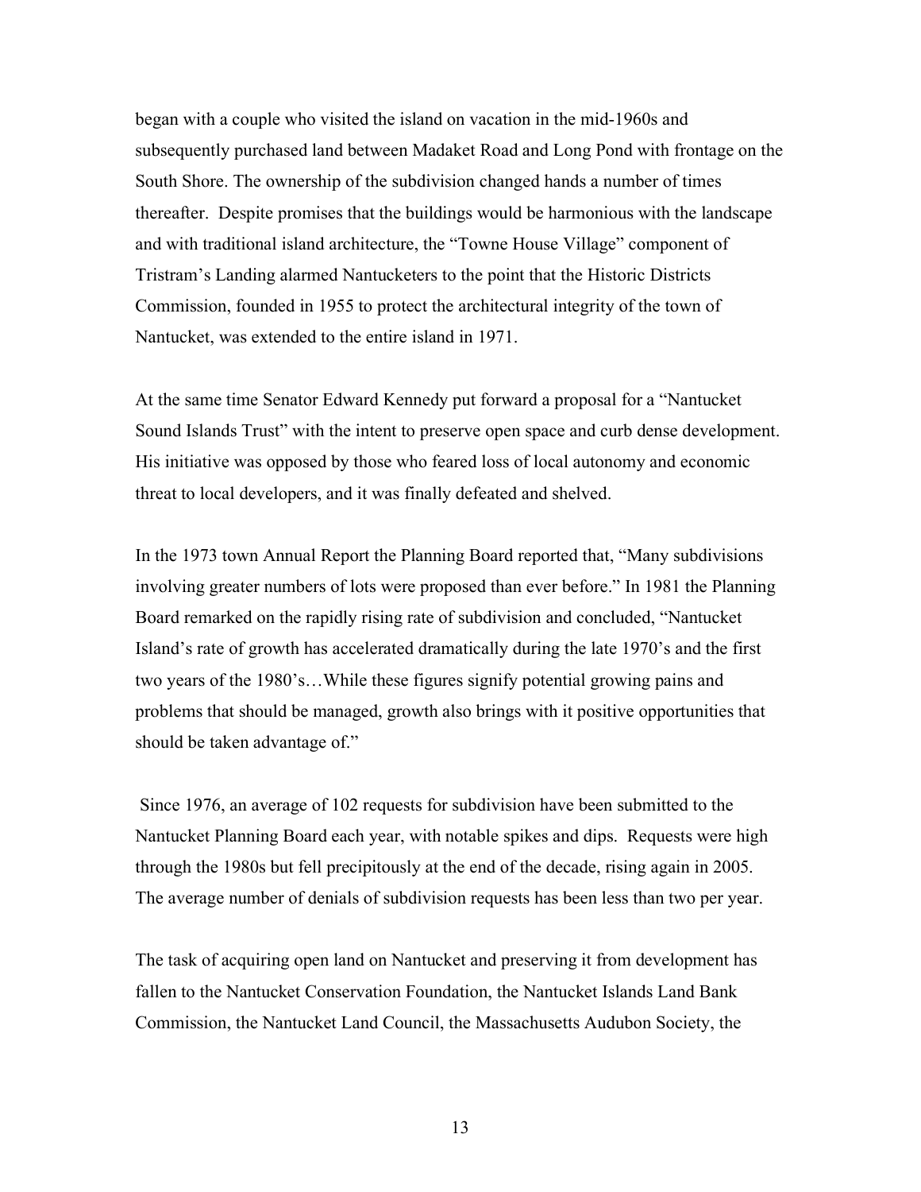began with a couple who visited the island on vacation in the mid-1960s and subsequently purchased land between Madaket Road and Long Pond with frontage on the South Shore. The ownership of the subdivision changed hands a number of times thereafter. Despite promises that the buildings would be harmonious with the landscape and with traditional island architecture, the "Towne House Village" component of Tristram's Landing alarmed Nantucketers to the point that the Historic Districts Commission, founded in 1955 to protect the architectural integrity of the town of Nantucket, was extended to the entire island in 1971.

At the same time Senator Edward Kennedy put forward a proposal for a "Nantucket Sound Islands Trust" with the intent to preserve open space and curb dense development. His initiative was opposed by those who feared loss of local autonomy and economic threat to local developers, and it was finally defeated and shelved.

In the 1973 town Annual Report the Planning Board reported that, "Many subdivisions involving greater numbers of lots were proposed than ever before." In 1981 the Planning Board remarked on the rapidly rising rate of subdivision and concluded, "Nantucket Island's rate of growth has accelerated dramatically during the late 1970's and the first two years of the 1980's…While these figures signify potential growing pains and problems that should be managed, growth also brings with it positive opportunities that should be taken advantage of."

Since 1976, an average of 102 requests for subdivision have been submitted to the Nantucket Planning Board each year, with notable spikes and dips. Requests were high through the 1980s but fell precipitously at the end of the decade, rising again in 2005. The average number of denials of subdivision requests has been less than two per year.

The task of acquiring open land on Nantucket and preserving it from development has fallen to the Nantucket Conservation Foundation, the Nantucket Islands Land Bank Commission, the Nantucket Land Council, the Massachusetts Audubon Society, the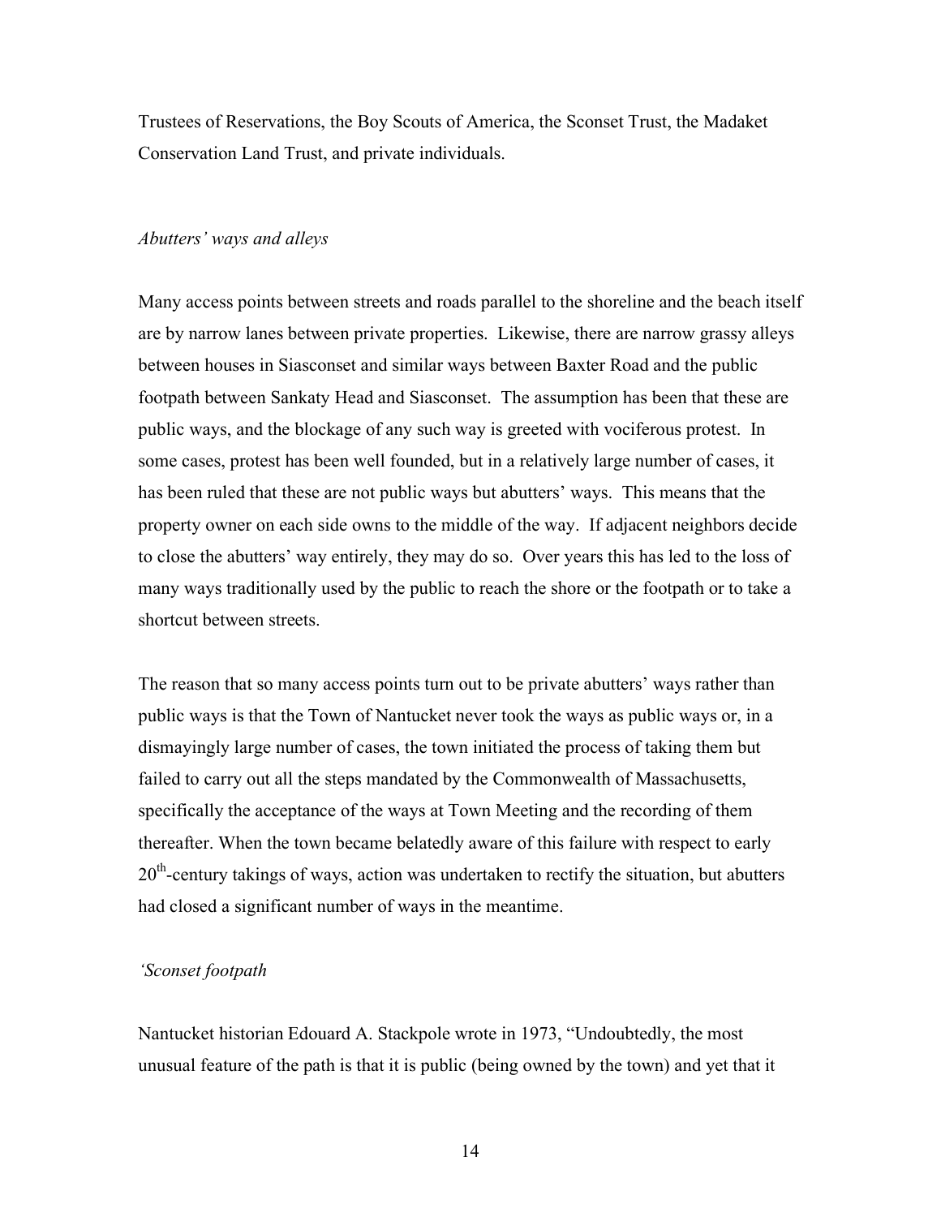Trustees of Reservations, the Boy Scouts of America, the Sconset Trust, the Madaket Conservation Land Trust, and private individuals.

### *Abutters' ways and alleys*

Many access points between streets and roads parallel to the shoreline and the beach itself are by narrow lanes between private properties. Likewise, there are narrow grassy alleys between houses in Siasconset and similar ways between Baxter Road and the public footpath between Sankaty Head and Siasconset. The assumption has been that these are public ways, and the blockage of any such way is greeted with vociferous protest. In some cases, protest has been well founded, but in a relatively large number of cases, it has been ruled that these are not public ways but abutters' ways. This means that the property owner on each side owns to the middle of the way. If adjacent neighbors decide to close the abutters' way entirely, they may do so. Over years this has led to the loss of many ways traditionally used by the public to reach the shore or the footpath or to take a shortcut between streets.

The reason that so many access points turn out to be private abutters' ways rather than public ways is that the Town of Nantucket never took the ways as public ways or, in a dismayingly large number of cases, the town initiated the process of taking them but failed to carry out all the steps mandated by the Commonwealth of Massachusetts, specifically the acceptance of the ways at Town Meeting and the recording of them thereafter. When the town became belatedly aware of this failure with respect to early 20th-century takings of ways, action was undertaken to rectify the situation, but abutters had closed a significant number of ways in the meantime.

### *'Sconset footpath*

Nantucket historian Edouard A. Stackpole wrote in 1973, "Undoubtedly, the most unusual feature of the path is that it is public (being owned by the town) and yet that it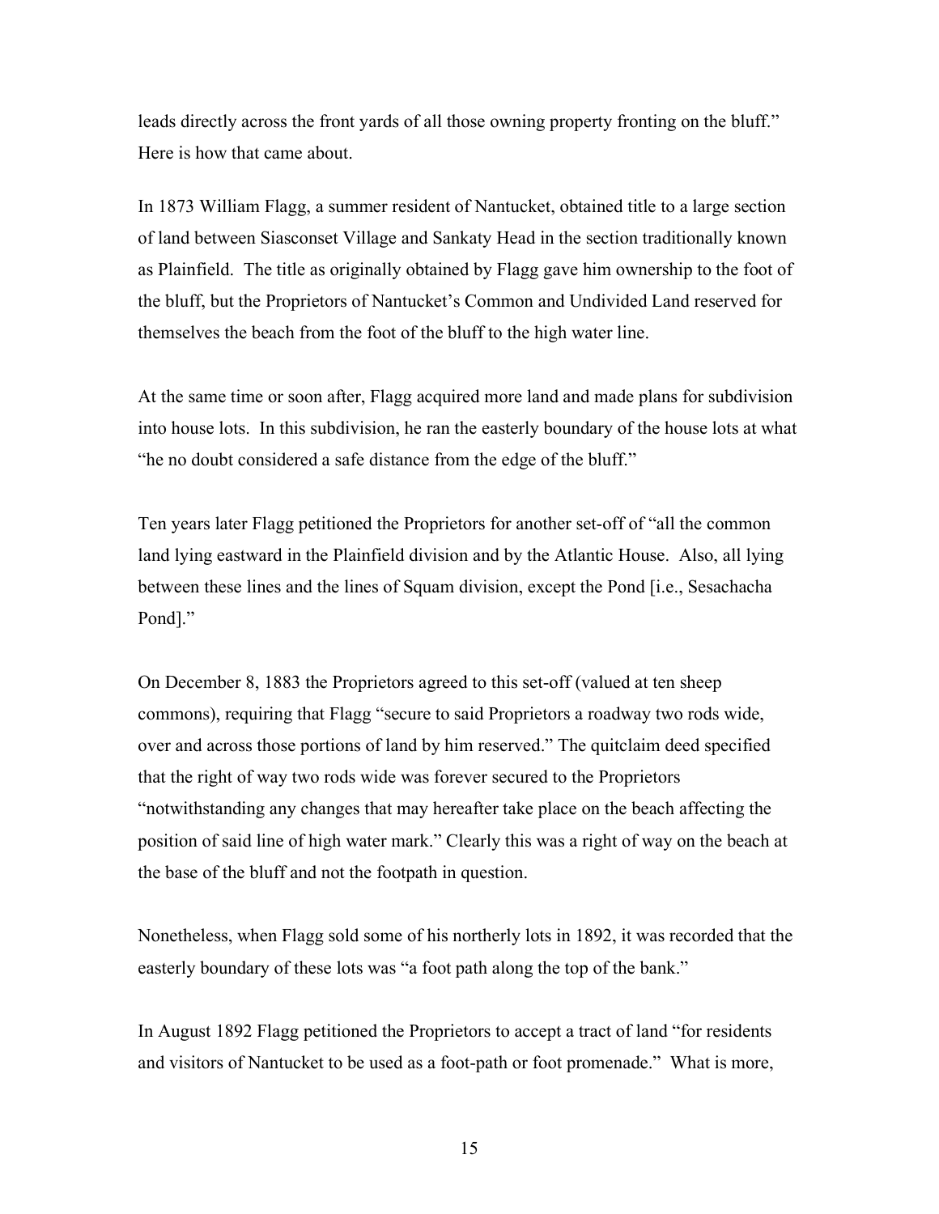leads directly across the front yards of all those owning property fronting on the bluff." Here is how that came about.

In 1873 William Flagg, a summer resident of Nantucket, obtained title to a large section of land between Siasconset Village and Sankaty Head in the section traditionally known as Plainfield. The title as originally obtained by Flagg gave him ownership to the foot of the bluff, but the Proprietors of Nantucket's Common and Undivided Land reserved for themselves the beach from the foot of the bluff to the high water line.

At the same time or soon after, Flagg acquired more land and made plans for subdivision into house lots. In this subdivision, he ran the easterly boundary of the house lots at what "he no doubt considered a safe distance from the edge of the bluff."

Ten years later Flagg petitioned the Proprietors for another set-off of "all the common land lying eastward in the Plainfield division and by the Atlantic House. Also, all lying between these lines and the lines of Squam division, except the Pond [i.e., Sesachacha Pond]."

On December 8, 1883 the Proprietors agreed to this set-off (valued at ten sheep commons), requiring that Flagg "secure to said Proprietors a roadway two rods wide, over and across those portions of land by him reserved." The quitclaim deed specified that the right of way two rods wide was forever secured to the Proprietors "notwithstanding any changes that may hereafter take place on the beach affecting the position of said line of high water mark." Clearly this was a right of way on the beach at the base of the bluff and not the footpath in question.

Nonetheless, when Flagg sold some of his northerly lots in 1892, it was recorded that the easterly boundary of these lots was "a foot path along the top of the bank."

In August 1892 Flagg petitioned the Proprietors to accept a tract of land "for residents and visitors of Nantucket to be used as a foot-path or foot promenade." What is more,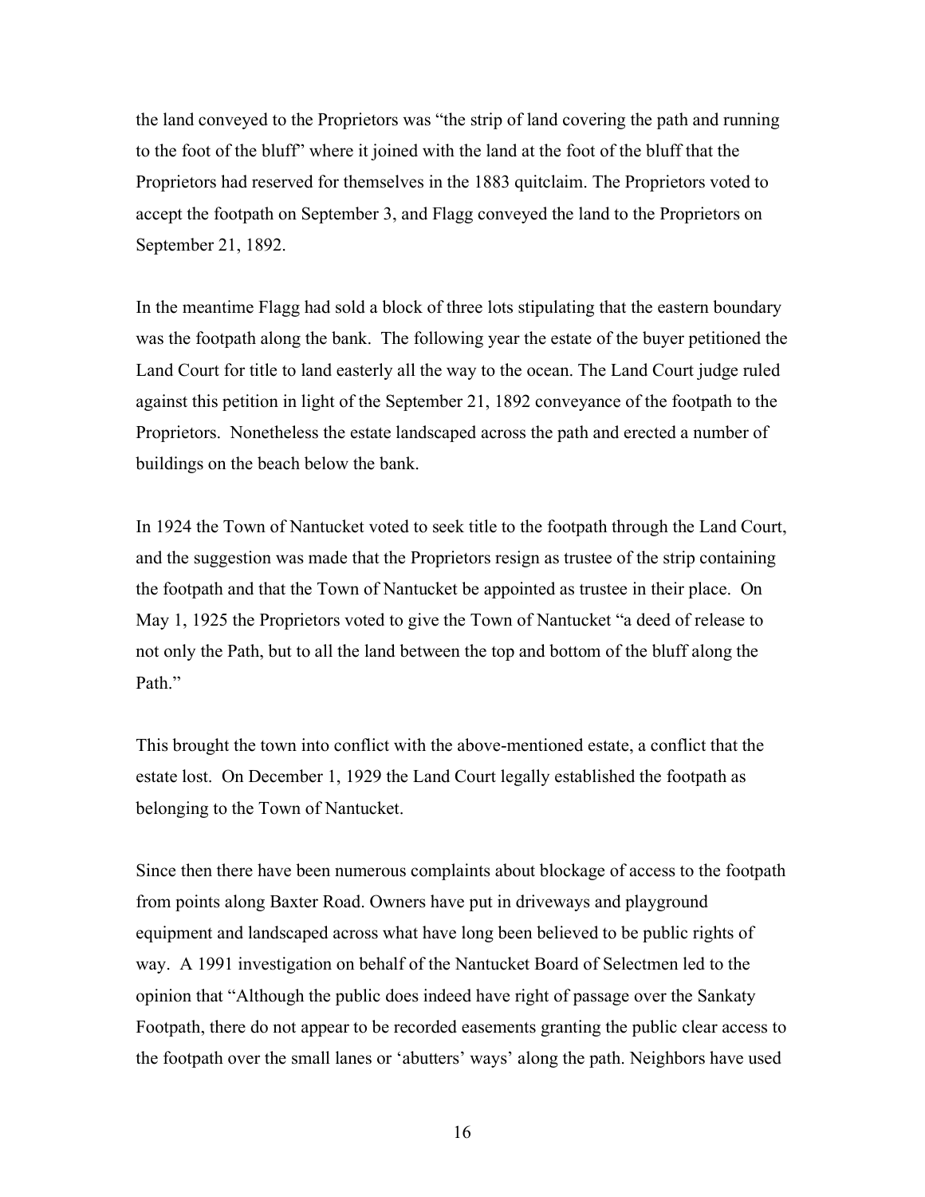the land conveyed to the Proprietors was "the strip of land covering the path and running to the foot of the bluff" where it joined with the land at the foot of the bluff that the Proprietors had reserved for themselves in the 1883 quitclaim. The Proprietors voted to accept the footpath on September 3, and Flagg conveyed the land to the Proprietors on September 21, 1892.

In the meantime Flagg had sold a block of three lots stipulating that the eastern boundary was the footpath along the bank. The following year the estate of the buyer petitioned the Land Court for title to land easterly all the way to the ocean. The Land Court judge ruled against this petition in light of the September 21, 1892 conveyance of the footpath to the Proprietors. Nonetheless the estate landscaped across the path and erected a number of buildings on the beach below the bank.

In 1924 the Town of Nantucket voted to seek title to the footpath through the Land Court, and the suggestion was made that the Proprietors resign as trustee of the strip containing the footpath and that the Town of Nantucket be appointed as trustee in their place. On May 1, 1925 the Proprietors voted to give the Town of Nantucket "a deed of release to not only the Path, but to all the land between the top and bottom of the bluff along the Path."

This brought the town into conflict with the above-mentioned estate, a conflict that the estate lost. On December 1, 1929 the Land Court legally established the footpath as belonging to the Town of Nantucket.

Since then there have been numerous complaints about blockage of access to the footpath from points along Baxter Road. Owners have put in driveways and playground equipment and landscaped across what have long been believed to be public rights of way. A 1991 investigation on behalf of the Nantucket Board of Selectmen led to the opinion that "Although the public does indeed have right of passage over the Sankaty Footpath, there do not appear to be recorded easements granting the public clear access to the footpath over the small lanes or 'abutters' ways' along the path. Neighbors have used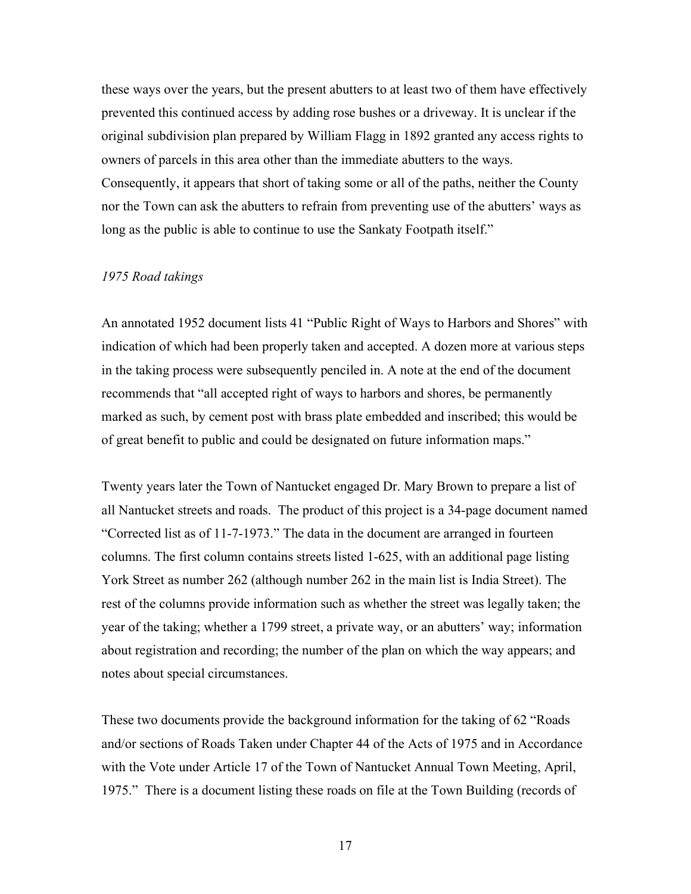these ways over the years, but the present abutters to at least two of them have effectively prevented this continued access by adding rose bushes or a driveway. It is unclear if the original subdivision plan prepared by William Flagg in 1892 granted any access rights to owners of parcels in this area other than the immediate abutters to the ways. Consequently, it appears that short of taking some or all of the paths, neither the County nor the Town can ask the abutters to refrain from preventing use of the abutters' ways as long as the public is able to continue to use the Sankaty Footpath itself."

### *1975 Road takings*

An annotated 1952 document lists 41 "Public Right of Ways to Harbors and Shores" with indication of which had been properly taken and accepted. A dozen more at various steps in the taking process were subsequently penciled in. A note at the end of the document recommends that "all accepted right of ways to harbors and shores, be permanently marked as such, by cement post with brass plate embedded and inscribed; this would be of great benefit to public and could be designated on future information maps."

Twenty years later the Town of Nantucket engaged Dr. Mary Brown to prepare a list of all Nantucket streets and roads. The product of this project is a 34-page document named "Corrected list as of 11-7-1973." The data in the document are arranged in fourteen columns. The first column contains streets listed 1-625, with an additional page listing York Street as number 262 (although number 262 in the main list is India Street). The rest of the columns provide information such as whether the street was legally taken; the year of the taking; whether a 1799 street, a private way, or an abutters' way; information about registration and recording; the number of the plan on which the way appears; and notes about special circumstances.

These two documents provide the background information for the taking of 62 "Roads and/or sections of Roads Taken under Chapter 44 of the Acts of 1975 and in Accordance with the Vote under Article 17 of the Town of Nantucket Annual Town Meeting, April, 1975." There is a document listing these roads on file at the Town Building (records of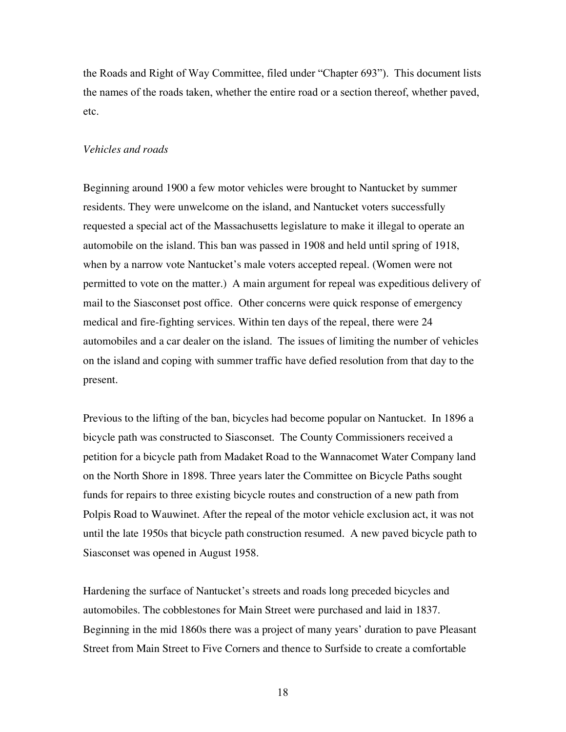the Roads and Right of Way Committee, filed under "Chapter 693"). This document lists the names of the roads taken, whether the entire road or a section thereof, whether paved, etc.

*Vehicles and roads*

Beginning around 1900 a few motor vehicles were brought to Nantucket by summer residents. They were unwelcome on the island, and Nantucket voters successfully requested a special act of the Massachusetts legislature to make it illegal to operate an automobile on the island. This ban was passed in 1908 and held until spring of 1918, when by a narrow vote Nantucket's male voters accepted repeal. (Women were not permitted to vote on the matter.) A main argument for repeal was expeditious delivery of mail to the Siasconset post office. Other concerns were quick response of emergency medical and fire-fighting services. Within ten days of the repeal, there were 24 automobiles and a car dealer on the island. The issues of limiting the number of vehicles on the island and coping with summer traffic have defied resolution from that day to the present.

Previous to the lifting of the ban, bicycles had become popular on Nantucket. In 1896 a bicycle path was constructed to Siasconset. The County Commissioners received a petition for a bicycle path from Madaket Road to the Wannacomet Water Company land on the North Shore in 1898. Three years later the Committee on Bicycle Paths sought funds for repairs to three existing bicycle routes and construction of a new path from Polpis Road to Wauwinet. After the repeal of the motor vehicle exclusion act, it was not until the late 1950s that bicycle path construction resumed. A new paved bicycle path to Siasconset was opened in August 1958.

Hardening the surface of Nantucket's streets and roads long preceded bicycles and automobiles. The cobblestones for Main Street were purchased and laid in 1837. Beginning in the mid 1860s there was a project of many years' duration to pave Pleasant Street from Main Street to Five Corners and thence to Surfside to create a comfortable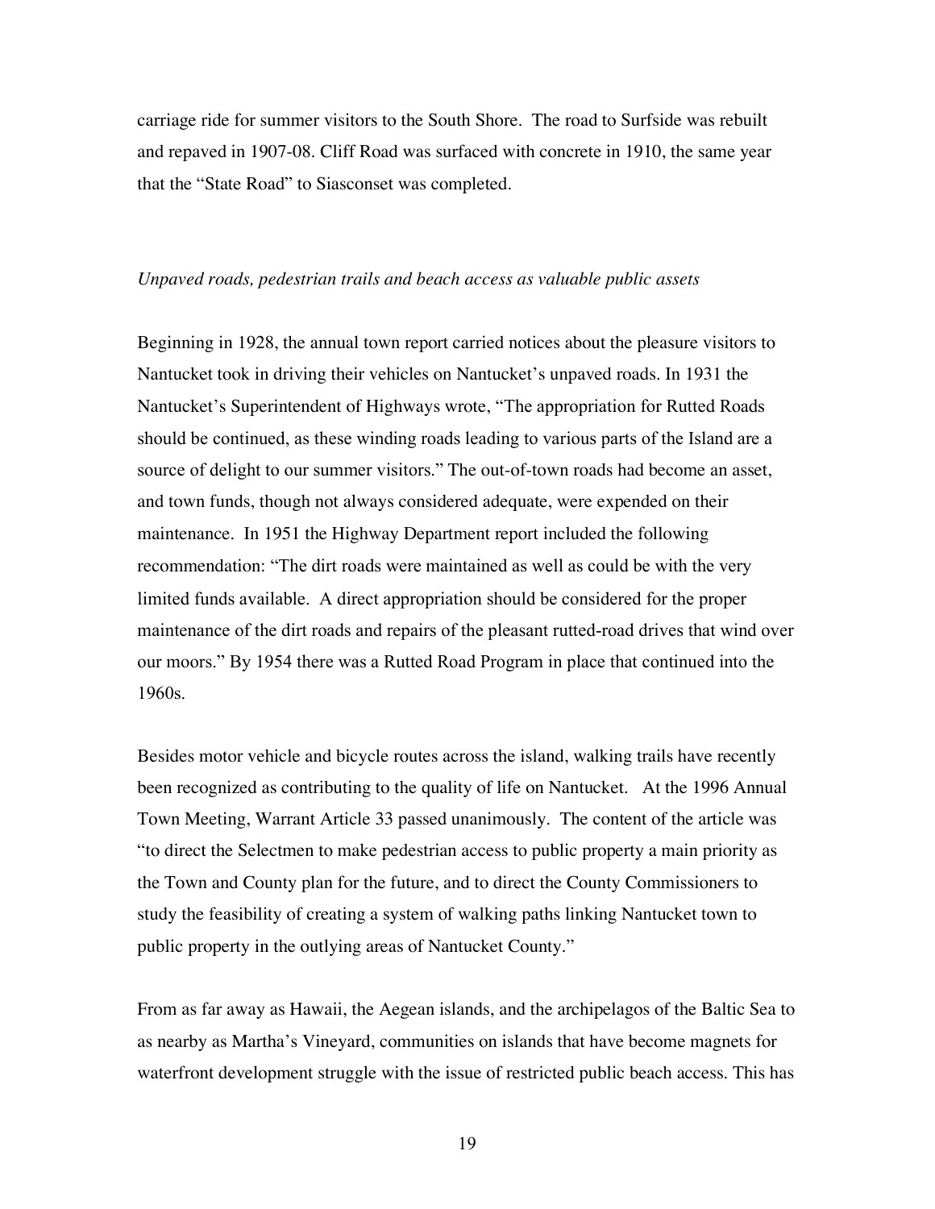carriage ride for summer visitors to the South Shore. The road to Surfside was rebuilt and repaved in 1907-08. Cliff Road was surfaced with concrete in 1910, the same year that the "State Road" to Siasconset was completed.

*Unpaved roads, pedestrian trails and beach access as valuable public assets*

Beginning in 1928, the annual town report carried notices about the pleasure visitors to Nantucket took in driving their vehicles on Nantucket's unpaved roads. In 1931 the Nantucket's Superintendent of Highways wrote, "The appropriation for Rutted Roads should be continued, as these winding roads leading to various parts of the Island are a source of delight to our summer visitors." The out-of-town roads had become an asset, and town funds, though not always considered adequate, were expended on their maintenance. In 1951 the Highway Department report included the following recommendation: "The dirt roads were maintained as well as could be with the very limited funds available. A direct appropriation should be considered for the proper maintenance of the dirt roads and repairs of the pleasant rutted-road drives that wind over our moors." By 1954 there was a Rutted Road Program in place that continued into the 1960s.

Besides motor vehicle and bicycle routes across the island, walking trails have recently been recognized as contributing to the quality of life on Nantucket. At the 1996 Annual Town Meeting, Warrant Article 33 passed unanimously. The content of the article was "to direct the Selectmen to make pedestrian access to public property a main priority as the Town and County plan for the future, and to direct the County Commissioners to study the feasibility of creating a system of walking paths linking Nantucket town to public property in the outlying areas of Nantucket County."

From as far away as Hawaii, the Aegean islands, and the archipelagos of the Baltic Sea to as nearby as Martha's Vineyard, communities on islands that have become magnets for waterfront development struggle with the issue of restricted public beach access. This has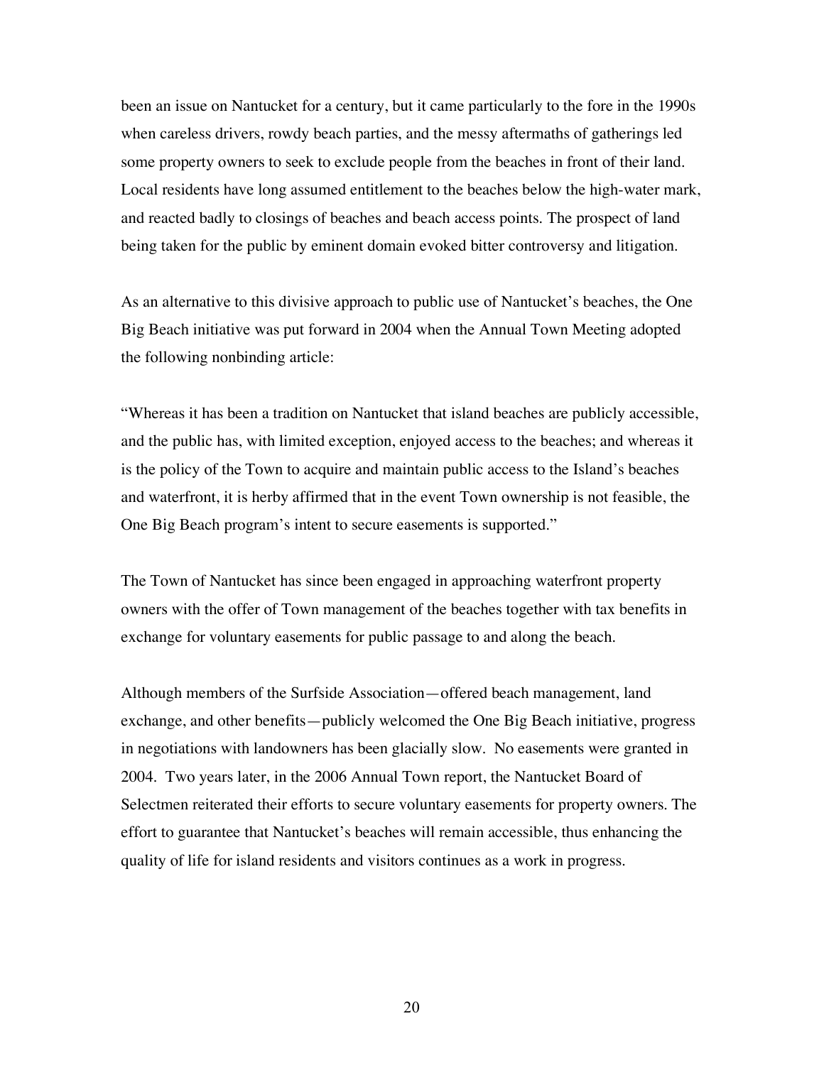been an issue on Nantucket for a century, but it came particularly to the fore in the 1990s when careless drivers, rowdy beach parties, and the messy aftermaths of gatherings led some property owners to seek to exclude people from the beaches in front of their land. Local residents have long assumed entitlement to the beaches below the high-water mark, and reacted badly to closings of beaches and beach access points. The prospect of land being taken for the public by eminent domain evoked bitter controversy and litigation.

As an alternative to this divisive approach to public use of Nantucket's beaches, the One Big Beach initiative was put forward in 2004 when the Annual Town Meeting adopted the following nonbinding article:

"Whereas it has been a tradition on Nantucket that island beaches are publicly accessible, and the public has, with limited exception, enjoyed access to the beaches; and whereas it is the policy of the Town to acquire and maintain public access to the Island's beaches and waterfront, it is herby affirmed that in the event Town ownership is not feasible, the One Big Beach program's intent to secure easements is supported."

The Town of Nantucket has since been engaged in approaching waterfront property owners with the offer of Town management of the beaches together with tax benefits in exchange for voluntary easements for public passage to and along the beach.

Although members of the Surfside Association—offered beach management, land exchange, and other benefits—publicly welcomed the One Big Beach initiative, progress in negotiations with landowners has been glacially slow. No easements were granted in 2004. Two years later, in the 2006 Annual Town report, the Nantucket Board of Selectmen reiterated their efforts to secure voluntary easements for property owners. The effort to guarantee that Nantucket's beaches will remain accessible, thus enhancing the quality of life for island residents and visitors continues as a work in progress.